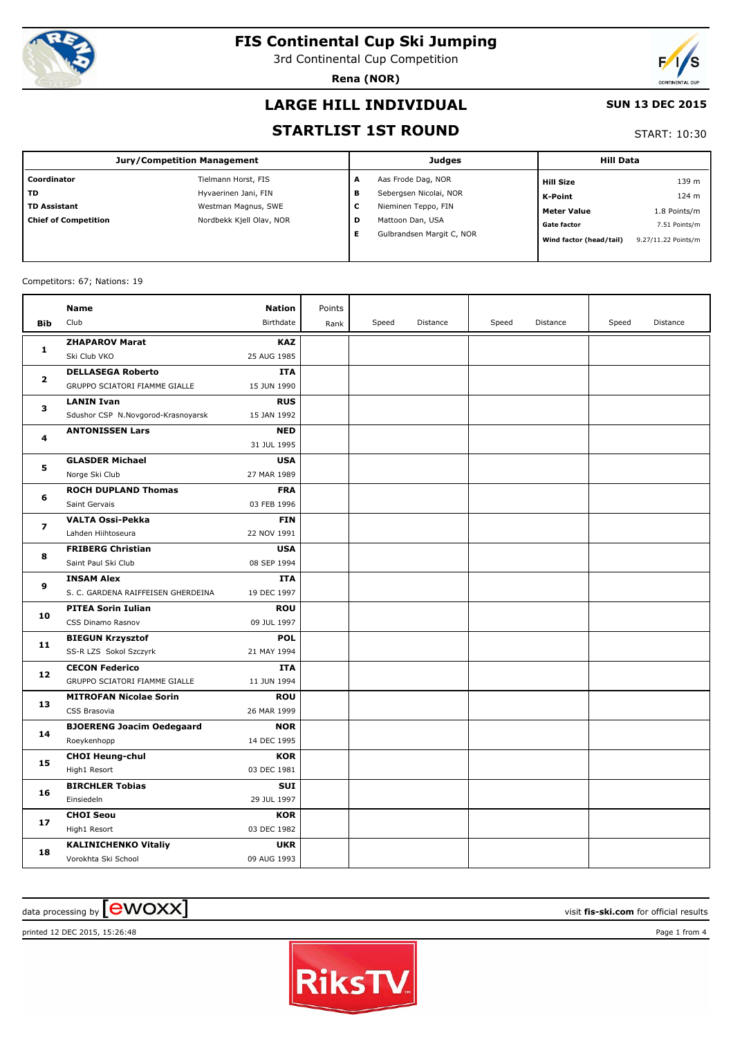# FIS Continental Cup Ski Jumping

3rd Continental Cup Competition

**Rena (NOR)**

## LARGE HILL INDIVIDUAL

**SUN 13 DEC 2015**

## STARTLIST 1ST ROUND

START: 10:30

| Jury/Competition Management | | Judges | | Hill Data | |
|---|---|---|---|---|---|
| **Coordinator** | Tielmann Horst, FIS | **A** | Aas Frode Dag, NOR | **Hill Size** | 139 m |
| **TD** | Hyvaerinen Jani, FIN | **B** | Sebergsen Nicolai, NOR | **K-Point** | 124 m |
| **TD Assistant** | Westman Magnus, SWE | **C** | Nieminen Teppo, FIN | **Meter Value** | 1.8 Points/m |
| **Chief of Competition** | Nordbekk Kjell Olav, NOR | **D** | Mattoon Dan, USA | **Gate factor** | 7.51 Points/m |
| | | **E** | Gulbrandsen Margit C, NOR | **Wind factor (head/tail)** | 9.27/11.22 Points/m |

Competitors: 67; Nations: 19

| Bib | Name / Club | Nation / Birthdate | Points / Rank | Speed | Distance | Speed | Distance | Speed | Distance |
|---|---|---|---|---|---|---|---|---|---|
| 1 | **ZHAPAROV Marat**<br>Ski Club VKO | **KAZ**<br>25 AUG 1985 | | | | | | | |
| 2 | **DELLASEGA Roberto**<br>GRUPPO SCIATORI FIAMME GIALLE | **ITA**<br>15 JUN 1990 | | | | | | | |
| 3 | **LANIN Ivan**<br>Sdushor CSP N.Novgorod-Krasnoyarsk | **RUS**<br>15 JAN 1992 | | | | | | | |
| 4 | **ANTONISSEN Lars** | **NED**<br>31 JUL 1995 | | | | | | | |
| 5 | **GLASDER Michael**<br>Norge Ski Club | **USA**<br>27 MAR 1989 | | | | | | | |
| 6 | **ROCH DUPLAND Thomas**<br>Saint Gervais | **FRA**<br>03 FEB 1996 | | | | | | | |
| 7 | **VALTA Ossi-Pekka**<br>Lahden Hiihtoseura | **FIN**<br>22 NOV 1991 | | | | | | | |
| 8 | **FRIBERG Christian**<br>Saint Paul Ski Club | **USA**<br>08 SEP 1994 | | | | | | | |
| 9 | **INSAM Alex**<br>S. C. GARDENA RAIFFEISEN GHERDEINA | **ITA**<br>19 DEC 1997 | | | | | | | |
| 10 | **PITEA Sorin Iulian**<br>CSS Dinamo Rasnov | **ROU**<br>09 JUL 1997 | | | | | | | |
| 11 | **BIEGUN Krzysztof**<br>SS-R LZS Sokol Szczyrk | **POL**<br>21 MAY 1994 | | | | | | | |
| 12 | **CECON Federico**<br>GRUPPO SCIATORI FIAMME GIALLE | **ITA**<br>11 JUN 1994 | | | | | | | |
| 13 | **MITROFAN Nicolae Sorin**<br>CSS Brasovia | **ROU**<br>26 MAR 1999 | | | | | | | |
| 14 | **BJOERENG Joacim Oedegaard**<br>Roeykenhopp | **NOR**<br>14 DEC 1995 | | | | | | | |
| 15 | **CHOI Heung-chul**<br>High1 Resort | **KOR**<br>03 DEC 1981 | | | | | | | |
| 16 | **BIRCHLER Tobias**<br>Einsiedeln | **SUI**<br>29 JUL 1997 | | | | | | | |
| 17 | **CHOI Seou**<br>High1 Resort | **KOR**<br>03 DEC 1982 | | | | | | | |
| 18 | **KALINICHENKO Vitaliy**<br>Vorokhta Ski School | **UKR**<br>09 AUG 1993 | | | | | | | |

data processing by ewoxx — visit **fis-ski.com** for official results

printed 12 DEC 2015, 15:26:48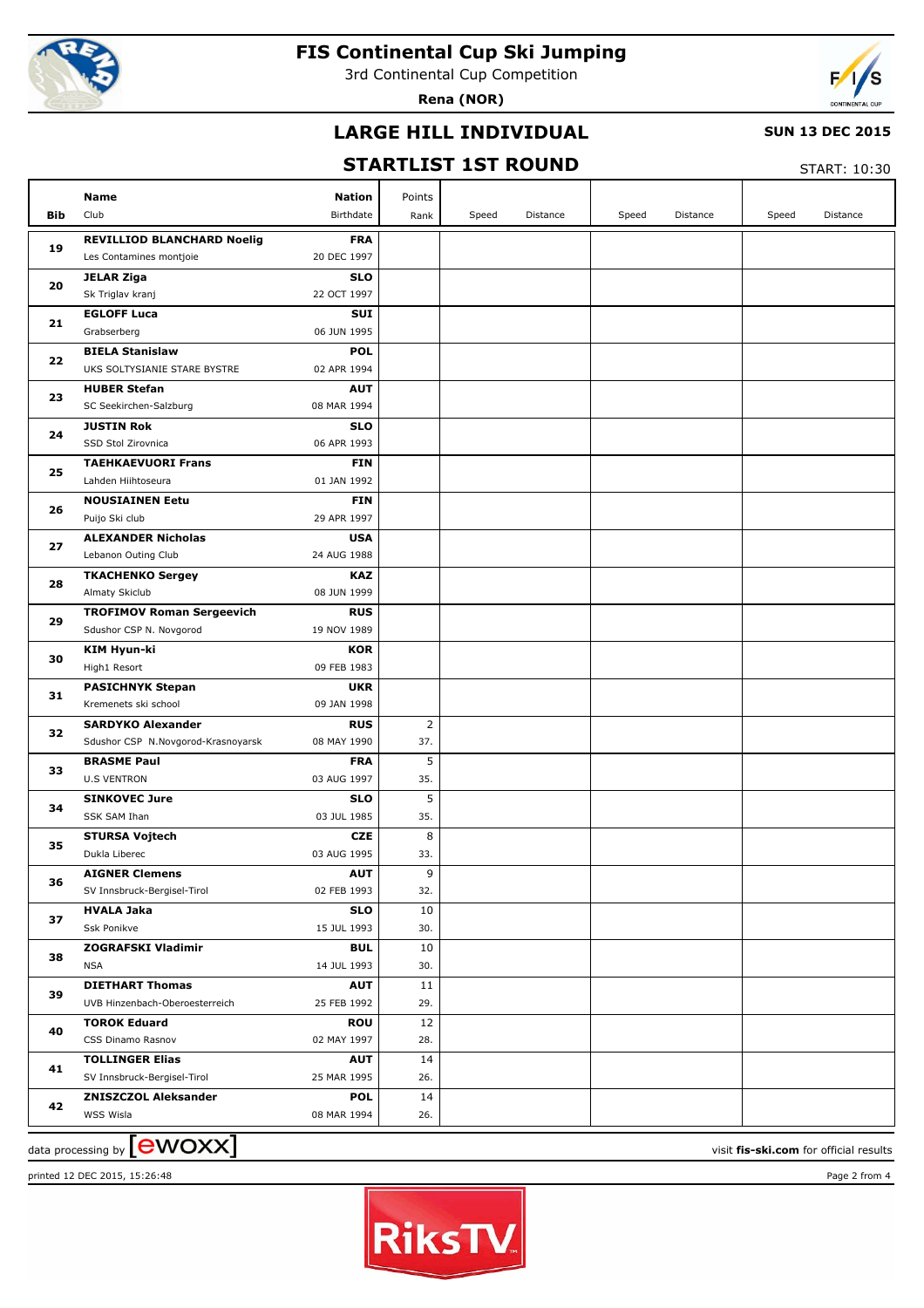# FIS Continental Cup Ski Jumping

3rd Continental Cup Competition

**Rena (NOR)**

## LARGE HILL INDIVIDUAL

**SUN 13 DEC 2015**

## STARTLIST 1ST ROUND

START: 10:30

| Bib | Name / Club | Nation / Birthdate | Points / Rank | Speed | Distance | Speed | Distance | Speed | Distance |
|---|---|---|---|---|---|---|---|---|---|
| 19 | **REVILLIOD BLANCHARD Noelig** Les Contamines montjoie | **FRA** 20 DEC 1997 | | | | | | | |
| 20 | **JELAR Ziga** Sk Triglav kranj | **SLO** 22 OCT 1997 | | | | | | | |
| 21 | **EGLOFF Luca** Grabserberg | **SUI** 06 JUN 1995 | | | | | | | |
| 22 | **BIELA Stanislaw** UKS SOLTYSIANIE STARE BYSTRE | **POL** 02 APR 1994 | | | | | | | |
| 23 | **HUBER Stefan** SC Seekirchen-Salzburg | **AUT** 08 MAR 1994 | | | | | | | |
| 24 | **JUSTIN Rok** SSD Stol Zirovnica | **SLO** 06 APR 1993 | | | | | | | |
| 25 | **TAEHKAEVUORI Frans** Lahden Hiihtoseura | **FIN** 01 JAN 1992 | | | | | | | |
| 26 | **NOUSIAINEN Eetu** Puijo Ski club | **FIN** 29 APR 1997 | | | | | | | |
| 27 | **ALEXANDER Nicholas** Lebanon Outing Club | **USA** 24 AUG 1988 | | | | | | | |
| 28 | **TKACHENKO Sergey** Almaty Skiclub | **KAZ** 08 JUN 1999 | | | | | | | |
| 29 | **TROFIMOV Roman Sergeevich** Sdushor CSP N. Novgorod | **RUS** 19 NOV 1989 | | | | | | | |
| 30 | **KIM Hyun-ki** High1 Resort | **KOR** 09 FEB 1983 | | | | | | | |
| 31 | **PASICHNYK Stepan** Kremenets ski school | **UKR** 09 JAN 1998 | | | | | | | |
| 32 | **SARDYKO Alexander** Sdushor CSP N.Novgorod-Krasnoyarsk | **RUS** 08 MAY 1990 | 2 37. | | | | | | |
| 33 | **BRASME Paul** U.S VENTRON | **FRA** 03 AUG 1997 | 5 35. | | | | | | |
| 34 | **SINKOVEC Jure** SSK SAM Ihan | **SLO** 03 JUL 1985 | 5 35. | | | | | | |
| 35 | **STURSA Vojtech** Dukla Liberec | **CZE** 03 AUG 1995 | 8 33. | | | | | | |
| 36 | **AIGNER Clemens** SV Innsbruck-Bergisel-Tirol | **AUT** 02 FEB 1993 | 9 32. | | | | | | |
| 37 | **HVALA Jaka** Ssk Ponikve | **SLO** 15 JUL 1993 | 10 30. | | | | | | |
| 38 | **ZOGRAFSKI Vladimir** NSA | **BUL** 14 JUL 1993 | 10 30. | | | | | | |
| 39 | **DIETHART Thomas** UVB Hinzenbach-Oberoesterreich | **AUT** 25 FEB 1992 | 11 29. | | | | | | |
| 40 | **TOROK Eduard** CSS Dinamo Rasnov | **ROU** 02 MAY 1997 | 12 28. | | | | | | |
| 41 | **TOLLINGER Elias** SV Innsbruck-Bergisel-Tirol | **AUT** 25 MAR 1995 | 14 26. | | | | | | |
| 42 | **ZNISZCZOL Aleksander** WSS Wisla | **POL** 08 MAR 1994 | 14 26. | | | | | | |

data processing by ewoxx — visit **fis-ski.com** for official results

printed 12 DEC 2015, 15:26:48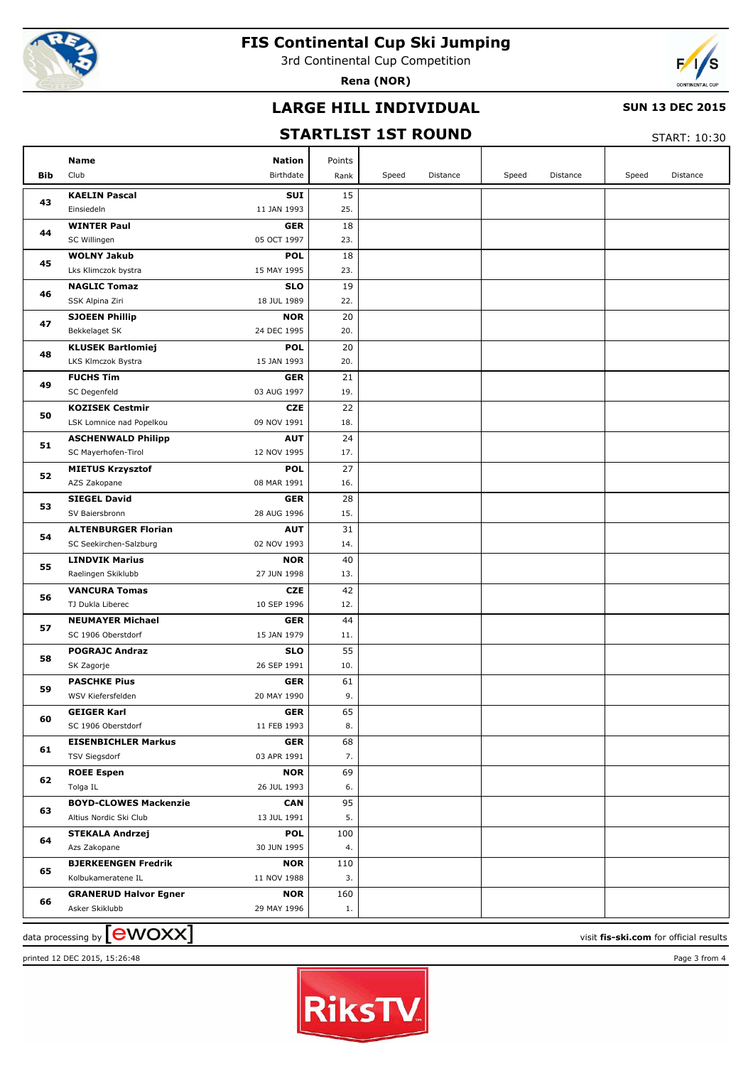# FIS Continental Cup Ski Jumping

3rd Continental Cup Competition

**Rena (NOR)**

## LARGE HILL INDIVIDUAL

**SUN 13 DEC 2015**

## STARTLIST 1ST ROUND

START: 10:30

| Bib | Name / Club | Nation / Birthdate | Points / Rank | Speed | Distance | Speed | Distance | Speed | Distance |
|---|---|---|---|---|---|---|---|---|---|
| 43 | **KAELIN Pascal** Einsiedeln | **SUI** 11 JAN 1993 | 15 25. | | | | | | |
| 44 | **WINTER Paul** SC Willingen | **GER** 05 OCT 1997 | 18 23. | | | | | | |
| 45 | **WOLNY Jakub** Lks Klimczok bystra | **POL** 15 MAY 1995 | 18 23. | | | | | | |
| 46 | **NAGLIC Tomaz** SSK Alpina Ziri | **SLO** 18 JUL 1989 | 19 22. | | | | | | |
| 47 | **SJOEEN Phillip** Bekkelaget SK | **NOR** 24 DEC 1995 | 20 20. | | | | | | |
| 48 | **KLUSEK Bartlomiej** LKS Klmczok Bystra | **POL** 15 JAN 1993 | 20 20. | | | | | | |
| 49 | **FUCHS Tim** SC Degenfeld | **GER** 03 AUG 1997 | 21 19. | | | | | | |
| 50 | **KOZISEK Cestmir** LSK Lomnice nad Popelkou | **CZE** 09 NOV 1991 | 22 18. | | | | | | |
| 51 | **ASCHENWALD Philipp** SC Mayerhofen-Tirol | **AUT** 12 NOV 1995 | 24 17. | | | | | | |
| 52 | **MIETUS Krzysztof** AZS Zakopane | **POL** 08 MAR 1991 | 27 16. | | | | | | |
| 53 | **SIEGEL David** SV Baiersbronn | **GER** 28 AUG 1996 | 28 15. | | | | | | |
| 54 | **ALTENBURGER Florian** SC Seekirchen-Salzburg | **AUT** 02 NOV 1993 | 31 14. | | | | | | |
| 55 | **LINDVIK Marius** Raelingen Skiklubb | **NOR** 27 JUN 1998 | 40 13. | | | | | | |
| 56 | **VANCURA Tomas** TJ Dukla Liberec | **CZE** 10 SEP 1996 | 42 12. | | | | | | |
| 57 | **NEUMAYER Michael** SC 1906 Oberstdorf | **GER** 15 JAN 1979 | 44 11. | | | | | | |
| 58 | **POGRAJC Andraz** SK Zagorje | **SLO** 26 SEP 1991 | 55 10. | | | | | | |
| 59 | **PASCHKE Pius** WSV Kiefersfelden | **GER** 20 MAY 1990 | 61 9. | | | | | | |
| 60 | **GEIGER Karl** SC 1906 Oberstdorf | **GER** 11 FEB 1993 | 65 8. | | | | | | |
| 61 | **EISENBICHLER Markus** TSV Siegsdorf | **GER** 03 APR 1991 | 68 7. | | | | | | |
| 62 | **ROEE Espen** Tolga IL | **NOR** 26 JUL 1993 | 69 6. | | | | | | |
| 63 | **BOYD-CLOWES Mackenzie** Altius Nordic Ski Club | **CAN** 13 JUL 1991 | 95 5. | | | | | | |
| 64 | **STEKALA Andrzej** Azs Zakopane | **POL** 30 JUN 1995 | 100 4. | | | | | | |
| 65 | **BJERKEENGEN Fredrik** Kolbukameratene IL | **NOR** 11 NOV 1988 | 110 3. | | | | | | |
| 66 | **GRANERUD Halvor Egner** Asker Skiklubb | **NOR** 29 MAY 1996 | 160 1. | | | | | | |

data processing by ewoxx — visit **fis-ski.com** for official results

printed 12 DEC 2015, 15:26:48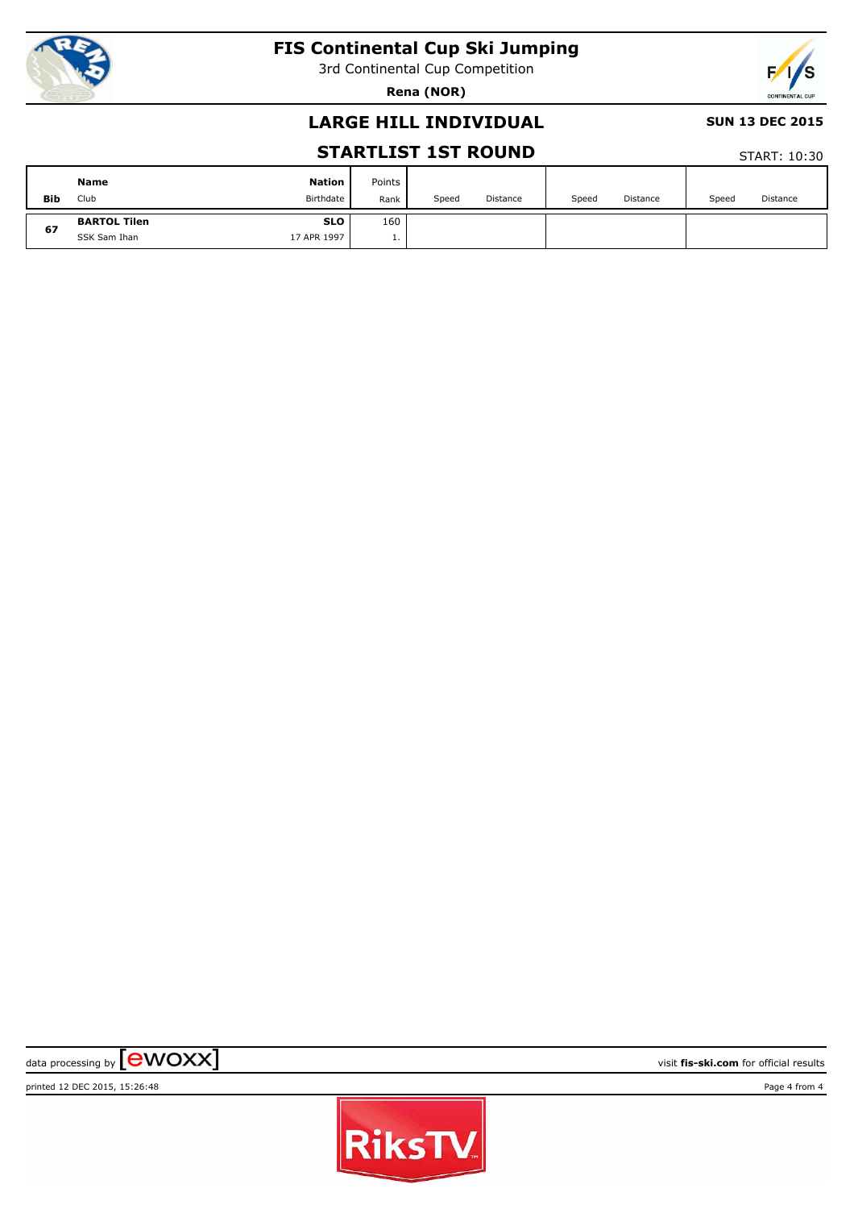# FIS Continental Cup Ski Jumping

3rd Continental Cup Competition

**Rena (NOR)**

## LARGE HILL INDIVIDUAL

**SUN 13 DEC 2015**

## STARTLIST 1ST ROUND

START: 10:30

| Bib | Name / Club | Nation / Birthdate | Points / Rank | Speed | Distance | Speed | Distance | Speed | Distance |
|---|---|---|---|---|---|---|---|---|---|
| 67 | **BARTOL Tilen**<br>SSK Sam Ihan | **SLO**<br>17 APR 1997 | 160<br>1. | | | | | | |

data processing by [ewoxx]

visit **fis-ski.com** for official results

printed 12 DEC 2015, 15:26:48